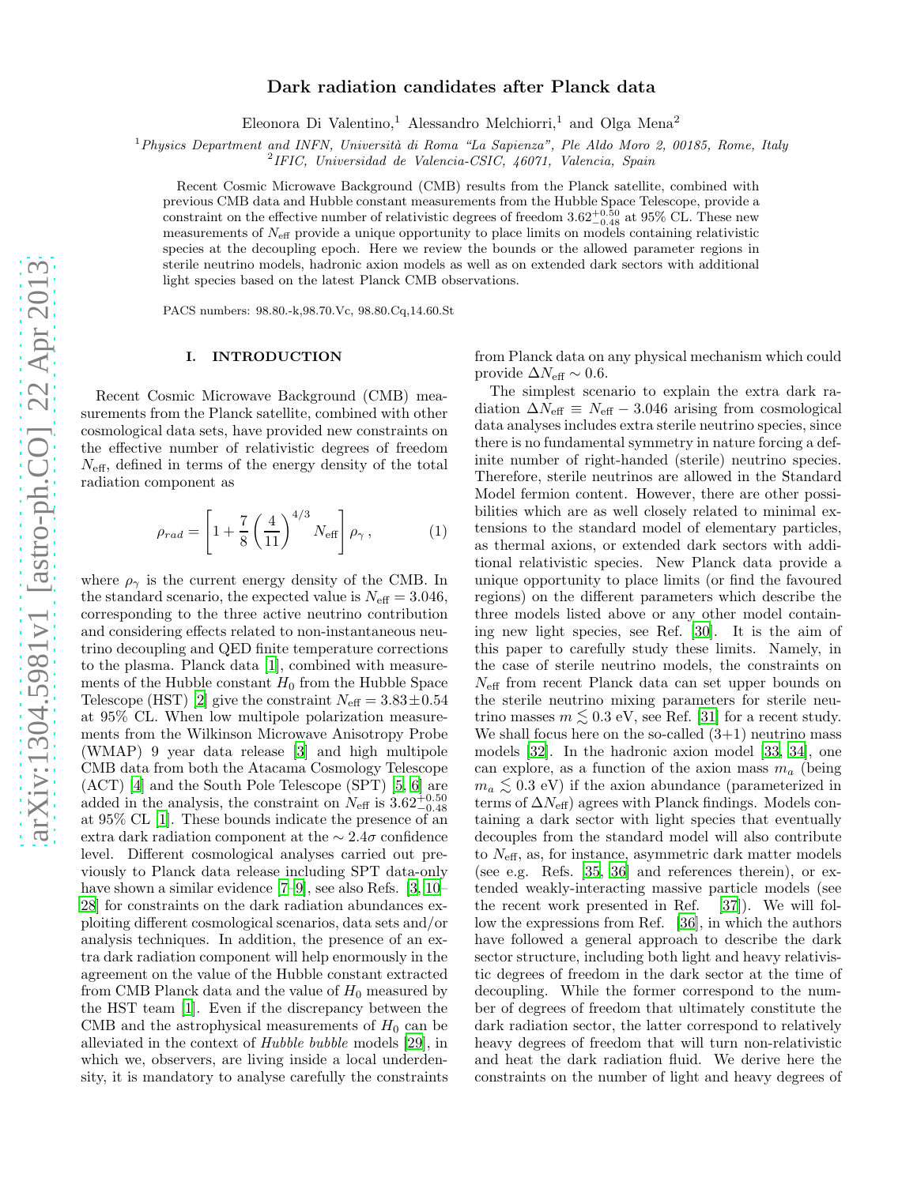# Dark radiation candidates after Planck data

Eleonora Di Valentino,[1] Alessandro Melchiorri,[1] and Olga Mena[2]

[1] *Physics Department and INFN, Università di Roma "La Sapienza", Ple Aldo Moro 2, 00185, Rome, Italy*
[2] *IFIC, Universidad de Valencia-CSIC, 46071, Valencia, Spain*

Recent Cosmic Microwave Background (CMB) results from the Planck satellite, combined with previous CMB data and Hubble constant measurements from the Hubble Space Telescope, provide a constraint on the effective number of relativistic degrees of freedom $3.62^{+0.50}_{-0.48}$ at 95% CL. These new measurements of $N_{\rm eff}$ provide a unique opportunity to place limits on models containing relativistic species at the decoupling epoch. Here we review the bounds or the allowed parameter regions in sterile neutrino models, hadronic axion models as well as on extended dark sectors with additional light species based on the latest Planck CMB observations.

PACS numbers: 98.80.-k,98.70.Vc, 98.80.Cq,14.60.St

## I. INTRODUCTION

Recent Cosmic Microwave Background (CMB) measurements from the Planck satellite, combined with other cosmological data sets, have provided new constraints on the effective number of relativistic degrees of freedom $N_{\rm eff}$, defined in terms of the energy density of the total radiation component as

$$\rho_{rad} = \left[1 + \frac{7}{8}\left(\frac{4}{11}\right)^{4/3} N_{\rm eff}\right]\rho_\gamma\,, \tag{1}$$

where $\rho_\gamma$ is the current energy density of the CMB. In the standard scenario, the expected value is $N_{\rm eff} = 3.046$, corresponding to the three active neutrino contribution and considering effects related to non-instantaneous neutrino decoupling and QED finite temperature corrections to the plasma. Planck data [1], combined with measurements of the Hubble constant $H_0$ from the Hubble Space Telescope (HST) [2] give the constraint $N_{\rm eff} = 3.83 \pm 0.54$ at 95% CL. When low multipole polarization measurements from the Wilkinson Microwave Anisotropy Probe (WMAP) 9 year data release [3] and high multipole CMB data from both the Atacama Cosmology Telescope (ACT) [4] and the South Pole Telescope (SPT) [5, 6] are added in the analysis, the constraint on $N_{\rm eff}$ is $3.62^{+0.50}_{-0.48}$ at 95% CL [1]. These bounds indicate the presence of an extra dark radiation component at the $\sim 2.4\sigma$ confidence level. Different cosmological analyses carried out previously to Planck data release including SPT data-only have shown a similar evidence [7–9], see also Refs. [3, 10–28] for constraints on the dark radiation abundances exploiting different cosmological scenarios, data sets and/or analysis techniques. In addition, the presence of an extra dark radiation component will help enormously in the agreement on the value of the Hubble constant extracted from CMB Planck data and the value of $H_0$ measured by the HST team [1]. Even if the discrepancy between the CMB and the astrophysical measurements of $H_0$ can be alleviated in the context of *Hubble bubble* models [29], in which we, observers, are living inside a local underdensity, it is mandatory to analyse carefully the constraints from Planck data on any physical mechanism which could provide $\Delta N_{\rm eff} \sim 0.6$.

The simplest scenario to explain the extra dark radiation $\Delta N_{\rm eff} \equiv N_{\rm eff} - 3.046$ arising from cosmological data analyses includes extra sterile neutrino species, since there is no fundamental symmetry in nature forcing a definite number of right-handed (sterile) neutrino species. Therefore, sterile neutrinos are allowed in the Standard Model fermion content. However, there are other possibilities which are as well closely related to minimal extensions to the standard model of elementary particles, as thermal axions, or extended dark sectors with additional relativistic species. New Planck data provide a unique opportunity to place limits (or find the favoured regions) on the different parameters which describe the three models listed above or any other model containing new light species, see Ref. [30]. It is the aim of this paper to carefully study these limits. Namely, in the case of sterile neutrino models, the constraints on $N_{\rm eff}$ from recent Planck data can set upper bounds on the sterile neutrino mixing parameters for sterile neutrino masses $m \lesssim 0.3$ eV, see Ref. [31] for a recent study. We shall focus here on the so-called (3+1) neutrino mass models [32]. In the hadronic axion model [33, 34], one can explore, as a function of the axion mass $m_a$ (being $m_a \lesssim 0.3$ eV) if the axion abundance (parameterized in terms of $\Delta N_{\rm eff}$) agrees with Planck findings. Models containing a dark sector with light species that eventually decouples from the standard model will also contribute to $N_{\rm eff}$, as, for instance, asymmetric dark matter models (see e.g. Refs. [35, 36] and references therein), or extended weakly-interacting massive particle models (see the recent work presented in Ref. [37]). We will follow the expressions from Ref. [36], in which the authors have followed a general approach to describe the dark sector structure, including both light and heavy relativistic degrees of freedom in the dark sector at the time of decoupling. While the former correspond to the number of degrees of freedom that ultimately constitute the dark radiation sector, the latter correspond to relatively heavy degrees of freedom that will turn non-relativistic and heat the dark radiation fluid. We derive here the constraints on the number of light and heavy degrees of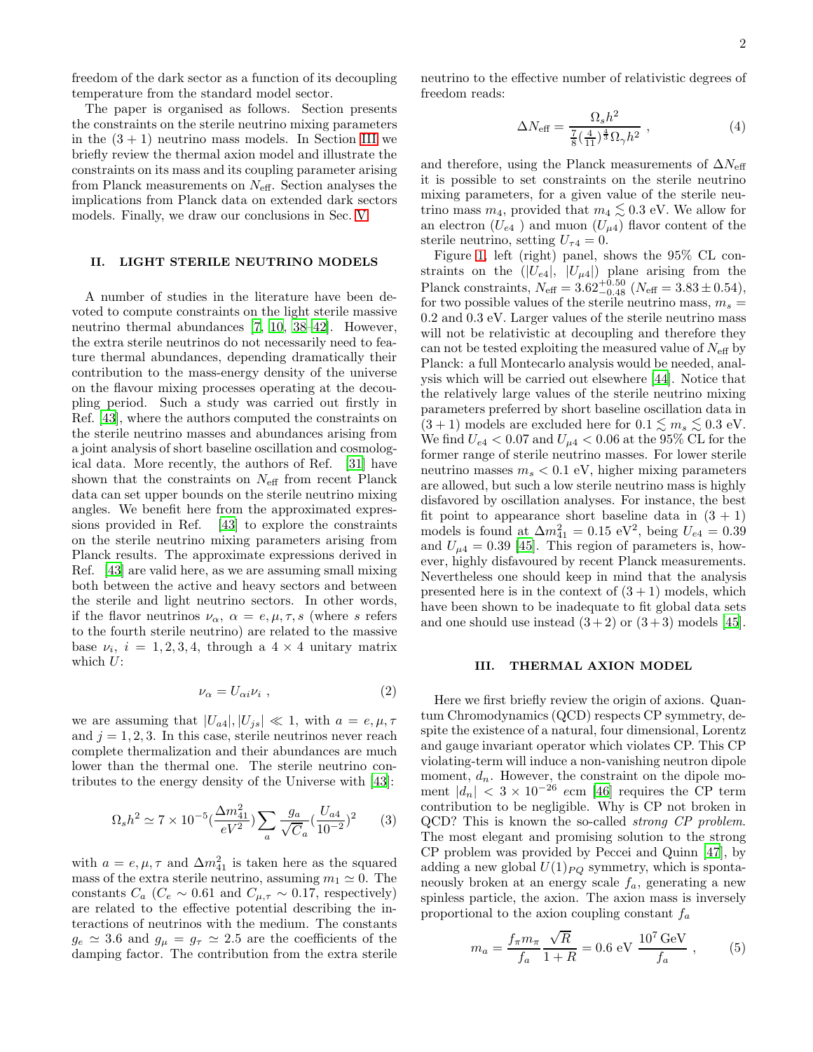freedom of the dark sector as a function of its decoupling temperature from the standard model sector.

The paper is organised as follows. Section presents the constraints on the sterile neutrino mixing parameters in the $(3+1)$ neutrino mass models. In Section III we briefly review the thermal axion model and illustrate the constraints on its mass and its coupling parameter arising from Planck measurements on $N_{\rm eff}$. Section analyses the implications from Planck data on extended dark sectors models. Finally, we draw our conclusions in Sec. V

## II. LIGHT STERILE NEUTRINO MODELS

A number of studies in the literature have been devoted to compute constraints on the light sterile massive neutrino thermal abundances [7, 10, 38–42]. However, the extra sterile neutrinos do not necessarily need to feature thermal abundances, depending dramatically their contribution to the mass-energy density of the universe on the flavour mixing processes operating at the decoupling period. Such a study was carried out firstly in Ref. [43], where the authors computed the constraints on the sterile neutrino masses and abundances arising from a joint analysis of short baseline oscillation and cosmological data. More recently, the authors of Ref. [31] have shown that the constraints on $N_{\rm eff}$ from recent Planck data can set upper bounds on the sterile neutrino mixing angles. We benefit here from the approximated expressions provided in Ref. [43] to explore the constraints on the sterile neutrino mixing parameters arising from Planck results. The approximate expressions derived in Ref. [43] are valid here, as we are assuming small mixing both between the active and heavy sectors and between the sterile and light neutrino sectors. In other words, if the flavor neutrinos $\nu_\alpha$, $\alpha = e, \mu, \tau, s$ (where $s$ refers to the fourth sterile neutrino) are related to the massive base $\nu_i$, $i = 1, 2, 3, 4$, through a $4 \times 4$ unitary matrix which $U$:

$$\nu_\alpha = U_{\alpha i}\nu_i \ , \tag{2}$$

we are assuming that $|U_{a4}|, |U_{js}| \ll 1$, with $a = e, \mu, \tau$ and $j = 1, 2, 3$. In this case, sterile neutrinos never reach complete thermalization and their abundances are much lower than the thermal one. The sterile neutrino contributes to the energy density of the Universe with [43]:

$$\Omega_s h^2 \simeq 7 \times 10^{-5} \left(\frac{\Delta m_{41}^2}{eV^2}\right) \sum_a \frac{g_a}{\sqrt{C}_a} \left(\frac{U_{a4}}{10^{-2}}\right)^2 \tag{3}$$

with $a = e, \mu, \tau$ and $\Delta m_{41}^2$ is taken here as the squared mass of the extra sterile neutrino, assuming $m_1 \simeq 0$. The constants $C_a$ ($C_e \sim 0.61$ and $C_{\mu,\tau} \sim 0.17$, respectively) are related to the effective potential describing the interactions of neutrinos with the medium. The constants $g_e \simeq 3.6$ and $g_\mu = g_\tau \simeq 2.5$ are the coefficients of the damping factor. The contribution from the extra sterile neutrino to the effective number of relativistic degrees of freedom reads:

$$\Delta N_{\rm eff} = \frac{\Omega_s h^2}{\frac{7}{8}\left(\frac{4}{11}\right)^{\frac{4}{3}} \Omega_\gamma h^2} \ , \tag{4}$$

and therefore, using the Planck measurements of $\Delta N_{\rm eff}$ it is possible to set constraints on the sterile neutrino mixing parameters, for a given value of the sterile neutrino mass $m_4$, provided that $m_4 \lesssim 0.3$ eV. We allow for an electron ($U_{e4}$ ) and muon ($U_{\mu 4}$) flavor content of the sterile neutrino, setting $U_{\tau 4} = 0$.

Figure 1, left (right) panel, shows the 95% CL constraints on the ($|U_{e4}|$, $|U_{\mu 4}|$) plane arising from the Planck constraints, $N_{\rm eff} = 3.62^{+0.50}_{-0.48}$ ($N_{\rm eff} = 3.83 \pm 0.54$), for two possible values of the sterile neutrino mass, $m_s = 0.2$ and $0.3$ eV. Larger values of the sterile neutrino mass will not be relativistic at decoupling and therefore they can not be tested exploiting the measured value of $N_{\rm eff}$ by Planck: a full Montecarlo analysis would be needed, analysis which will be carried out elsewhere [44]. Notice that the relatively large values of the sterile neutrino mixing parameters preferred by short baseline oscillation data in $(3+1)$ models are excluded here for $0.1 \lesssim m_s \lesssim 0.3$ eV. We find $U_{e4} < 0.07$ and $U_{\mu 4} < 0.06$ at the 95% CL for the former range of sterile neutrino masses. For lower sterile neutrino masses $m_s < 0.1$ eV, higher mixing parameters are allowed, but such a low sterile neutrino mass is highly disfavored by oscillation analyses. For instance, the best fit point to appearance short baseline data in $(3+1)$ models is found at $\Delta m_{41}^2 = 0.15$ eV$^2$, being $U_{e4} = 0.39$ and $U_{\mu 4} = 0.39$ [45]. This region of parameters is, however, highly disfavoured by recent Planck measurements. Nevertheless one should keep in mind that the analysis presented here is in the context of $(3+1)$ models, which have been shown to be inadequate to fit global data sets and one should use instead $(3+2)$ or $(3+3)$ models [45].

## III. THERMAL AXION MODEL

Here we first briefly review the origin of axions. Quantum Chromodynamics (QCD) respects CP symmetry, despite the existence of a natural, four dimensional, Lorentz and gauge invariant operator which violates CP. This CP violating-term will induce a non-vanishing neutron dipole moment, $d_n$. However, the constraint on the dipole moment $|d_n| < 3 \times 10^{-26}$ $e$cm [46] requires the CP term contribution to be negligible. Why is CP not broken in QCD? This is known the so-called *strong CP problem.* The most elegant and promising solution to the strong CP problem was provided by Peccei and Quinn [47], by adding a new global $U(1)_{PQ}$ symmetry, which is spontaneously broken at an energy scale $f_a$, generating a new spinless particle, the axion. The axion mass is inversely proportional to the axion coupling constant $f_a$

$$m_a = \frac{f_\pi m_\pi}{f_a}\frac{\sqrt{R}}{1+R} = 0.6 \ \text{eV} \ \frac{10^7 \, \text{GeV}}{f_a} \ , \tag{5}$$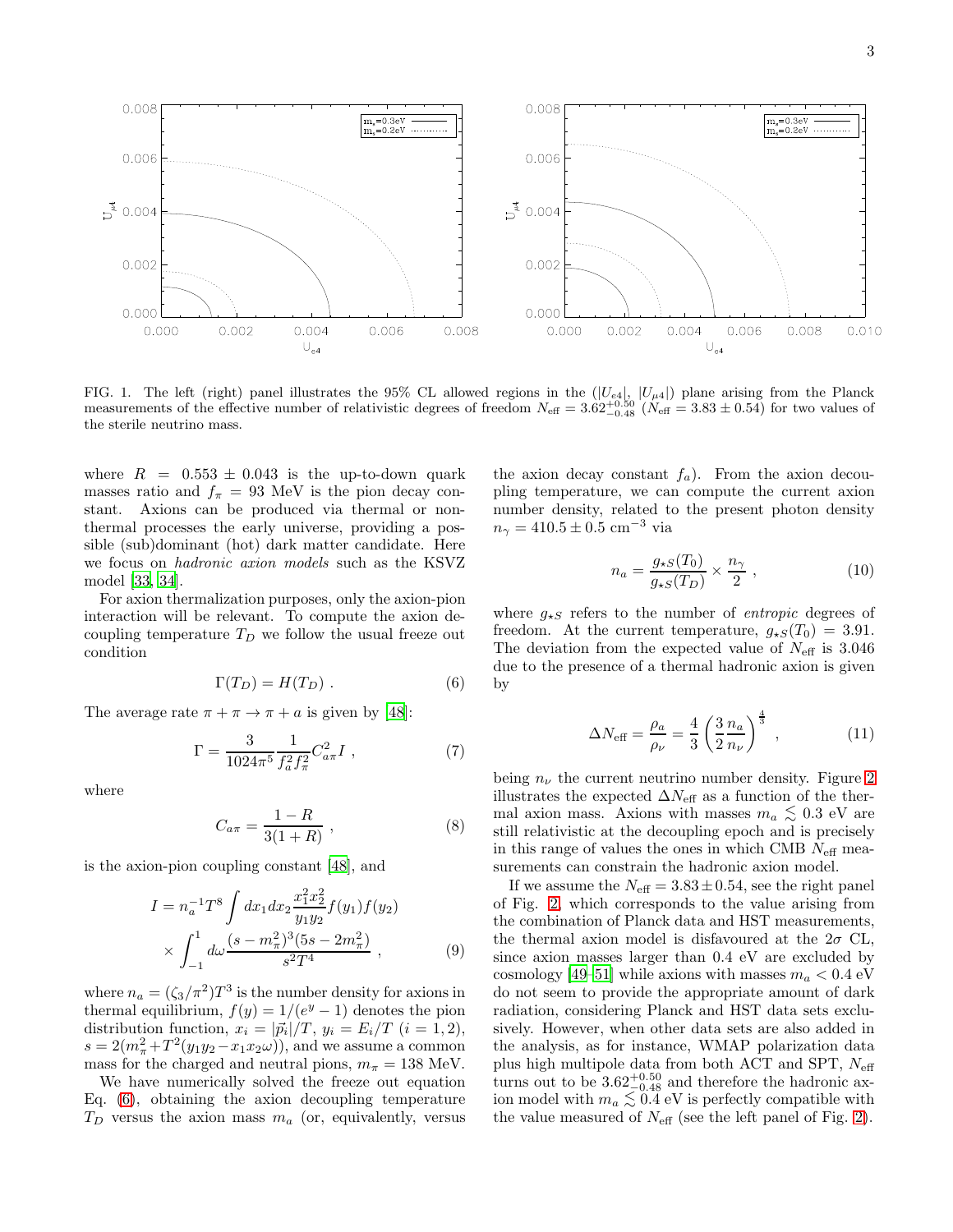FIG. 1. The left (right) panel illustrates the 95% CL allowed regions in the ($|U_{e4}|$, $|U_{\mu 4}|$) plane arising from the Planck measurements of the effective number of relativistic degrees of freedom $N_{\rm eff} = 3.62^{+0.50}_{-0.48}$ ($N_{\rm eff} = 3.83 \pm 0.54$) for two values of the sterile neutrino mass.

where $R = 0.553 \pm 0.043$ is the up-to-down quark masses ratio and $f_\pi = 93$ MeV is the pion decay constant. Axions can be produced via thermal or non-thermal processes the early universe, providing a possible (sub)dominant (hot) dark matter candidate. Here we focus on *hadronic axion models* such as the KSVZ model [33, 34].

For axion thermalization purposes, only the axion-pion interaction will be relevant. To compute the axion decoupling temperature $T_D$ we follow the usual freeze out condition

$$\Gamma(T_D) = H(T_D) \ . \tag{6}$$

The average rate $\pi + \pi \to \pi + a$ is given by [48]:

$$\Gamma = \frac{3}{1024\pi^5}\frac{1}{f_a^2 f_\pi^2} C_{a\pi}^2 I \ , \tag{7}$$

where

$$C_{a\pi} = \frac{1-R}{3(1+R)} \ , \tag{8}$$

is the axion-pion coupling constant [48], and

$$I = n_a^{-1} T^8 \int dx_1 dx_2 \frac{x_1^2 x_2^2}{y_1 y_2} f(y_1) f(y_2) \times \int_{-1}^{1} d\omega \frac{(s-m_\pi^2)^3(5s-2m_\pi^2)}{s^2 T^4} \ , \tag{9}$$

where $n_a = (\zeta_3/\pi^2)T^3$ is the number density for axions in thermal equilibrium, $f(y) = 1/(e^y - 1)$ denotes the pion distribution function, $x_i = |\vec{p}_i|/T$, $y_i = E_i/T$ $(i = 1, 2)$, $s = 2(m_\pi^2 + T^2(y_1 y_2 - x_1 x_2 \omega))$, and we assume a common mass for the charged and neutral pions, $m_\pi = 138$ MeV.

We have numerically solved the freeze out equation Eq. (6), obtaining the axion decoupling temperature $T_D$ versus the axion mass $m_a$ (or, equivalently, versus the axion decay constant $f_a$). From the axion decoupling temperature, we can compute the current axion number density, related to the present photon density $n_\gamma = 410.5 \pm 0.5$ cm$^{-3}$ via

$$n_a = \frac{g_{\star S}(T_0)}{g_{\star S}(T_D)} \times \frac{n_\gamma}{2} \ , \tag{10}$$

where $g_{\star S}$ refers to the number of *entropic* degrees of freedom. At the current temperature, $g_{\star S}(T_0) = 3.91$. The deviation from the expected value of $N_{\rm eff}$ is 3.046 due to the presence of a thermal hadronic axion is given by

$$\Delta N_{\rm eff} = \frac{\rho_a}{\rho_\nu} = \frac{4}{3}\left(\frac{3}{2}\frac{n_a}{n_\nu}\right)^{\frac{4}{3}} \ , \tag{11}$$

being $n_\nu$ the current neutrino number density. Figure 2 illustrates the expected $\Delta N_{\rm eff}$ as a function of the thermal axion mass. Axions with masses $m_a \lesssim 0.3$ eV are still relativistic at the decoupling epoch and is precisely in this range of values the ones in which CMB $N_{\rm eff}$ measurements can constrain the hadronic axion model.

If we assume the $N_{\rm eff} = 3.83 \pm 0.54$, see the right panel of Fig. 2, which corresponds to the value arising from the combination of Planck data and HST measurements, the thermal axion model is disfavoured at the $2\sigma$ CL, since axion masses larger than 0.4 eV are excluded by cosmology [49–51] while axions with masses $m_a < 0.4$ eV do not seem to provide the appropriate amount of dark radiation, considering Planck and HST data sets exclusively. However, when other data sets are also added in the analysis, as for instance, WMAP polarization data plus high multipole data from both ACT and SPT, $N_{\rm eff}$ turns out to be $3.62^{+0.50}_{-0.48}$ and therefore the hadronic axion model with $m_a \lesssim 0.4$ eV is perfectly compatible with the value measured of $N_{\rm eff}$ (see the left panel of Fig. 2).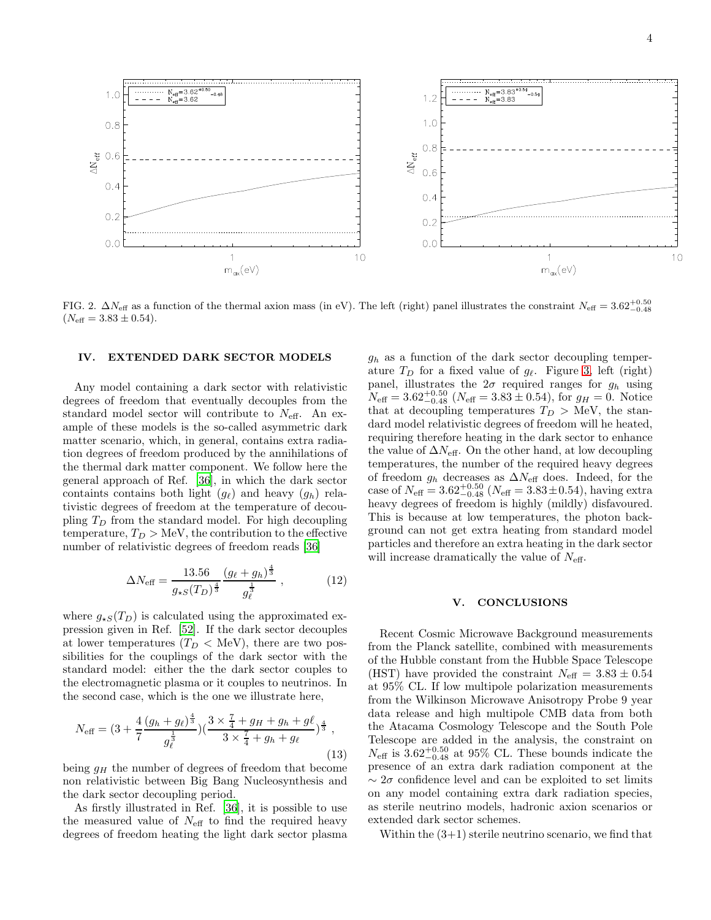FIG. 2. $\Delta N_{\rm eff}$ as a function of the thermal axion mass (in eV). The left (right) panel illustrates the constraint $N_{\rm eff} = 3.62^{+0.50}_{-0.48}$ ($N_{\rm eff} = 3.83 \pm 0.54$).

## IV. EXTENDED DARK SECTOR MODELS

Any model containing a dark sector with relativistic degrees of freedom that eventually decouples from the standard model sector will contribute to $N_{\rm eff}$. An example of these models is the so-called asymmetric dark matter scenario, which, in general, contains extra radiation degrees of freedom produced by the annihilations of the thermal dark matter component. We follow here the general approach of Ref. [36], in which the dark sector containts contains both light ($g_\ell$) and heavy ($g_h$) relativistic degrees of freedom at the temperature of decoupling $T_D$ from the standard model. For high decoupling temperature, $T_D >$ MeV, the contribution to the effective number of relativistic degrees of freedom reads [36]

$$\Delta N_{\rm eff} = \frac{13.56}{g_{\star S}(T_D)^{\frac{4}{3}}} \frac{(g_\ell + g_h)^{\frac{4}{3}}}{g_\ell^{\frac{1}{3}}} \; , \tag{12}$$

where $g_{\star S}(T_D)$ is calculated using the approximated expression given in Ref. [52]. If the dark sector decouples at lower temperatures ($T_D <$ MeV), there are two possibilities for the couplings of the dark sector with the standard model: either the the dark sector couples to the electromagnetic plasma or it couples to neutrinos. In the second case, which is the one we illustrate here,

$$N_{\rm eff} = (3 + \frac{4}{7}\frac{(g_h + g_\ell)^{\frac{4}{3}}}{g_\ell^{\frac{1}{3}}})(\frac{3 \times \frac{7}{4} + g_H + g_h + g\ell}{3 \times \frac{7}{4} + g_h + g_\ell})^{\frac{4}{3}} \; , \tag{13}$$

being $g_H$ the number of degrees of freedom that become non relativistic between Big Bang Nucleosynthesis and the dark sector decoupling period.

As firstly illustrated in Ref. [36], it is possible to use the measured value of $N_{\rm eff}$ to find the required heavy degrees of freedom heating the light dark sector plasma $g_h$ as a function of the dark sector decoupling temperature $T_D$ for a fixed value of $g_\ell$. Figure 3, left (right) panel, illustrates the $2\sigma$ required ranges for $g_h$ using $N_{\rm eff} = 3.62^{+0.50}_{-0.48}$ ($N_{\rm eff} = 3.83 \pm 0.54$), for $g_H = 0$. Notice that at decoupling temperatures $T_D >$ MeV, the standard model relativistic degrees of freedom will he heated, requiring therefore heating in the dark sector to enhance the value of $\Delta N_{\rm eff}$. On the other hand, at low decoupling temperatures, the number of the required heavy degrees of freedom $g_h$ decreases as $\Delta N_{\rm eff}$ does. Indeed, for the case of $N_{\rm eff} = 3.62^{+0.50}_{-0.48}$ ($N_{\rm eff} = 3.83 \pm 0.54$), having extra heavy degrees of freedom is highly (mildly) disfavoured. This is because at low temperatures, the photon background can not get extra heating from standard model particles and therefore an extra heating in the dark sector will increase dramatically the value of $N_{\rm eff}$.

## V. CONCLUSIONS

Recent Cosmic Microwave Background measurements from the Planck satellite, combined with measurements of the Hubble constant from the Hubble Space Telescope (HST) have provided the constraint $N_{\rm eff} = 3.83 \pm 0.54$ at 95% CL. If low multipole polarization measurements from the Wilkinson Microwave Anisotropy Probe 9 year data release and high multipole CMB data from both the Atacama Cosmology Telescope and the South Pole Telescope are added in the analysis, the constraint on $N_{\rm eff}$ is $3.62^{+0.50}_{-0.48}$ at 95% CL. These bounds indicate the presence of an extra dark radiation component at the $\sim 2\sigma$ confidence level and can be exploited to set limits on any model containing extra dark radiation species, as sterile neutrino models, hadronic axion scenarios or extended dark sector schemes.

Within the (3+1) sterile neutrino scenario, we find that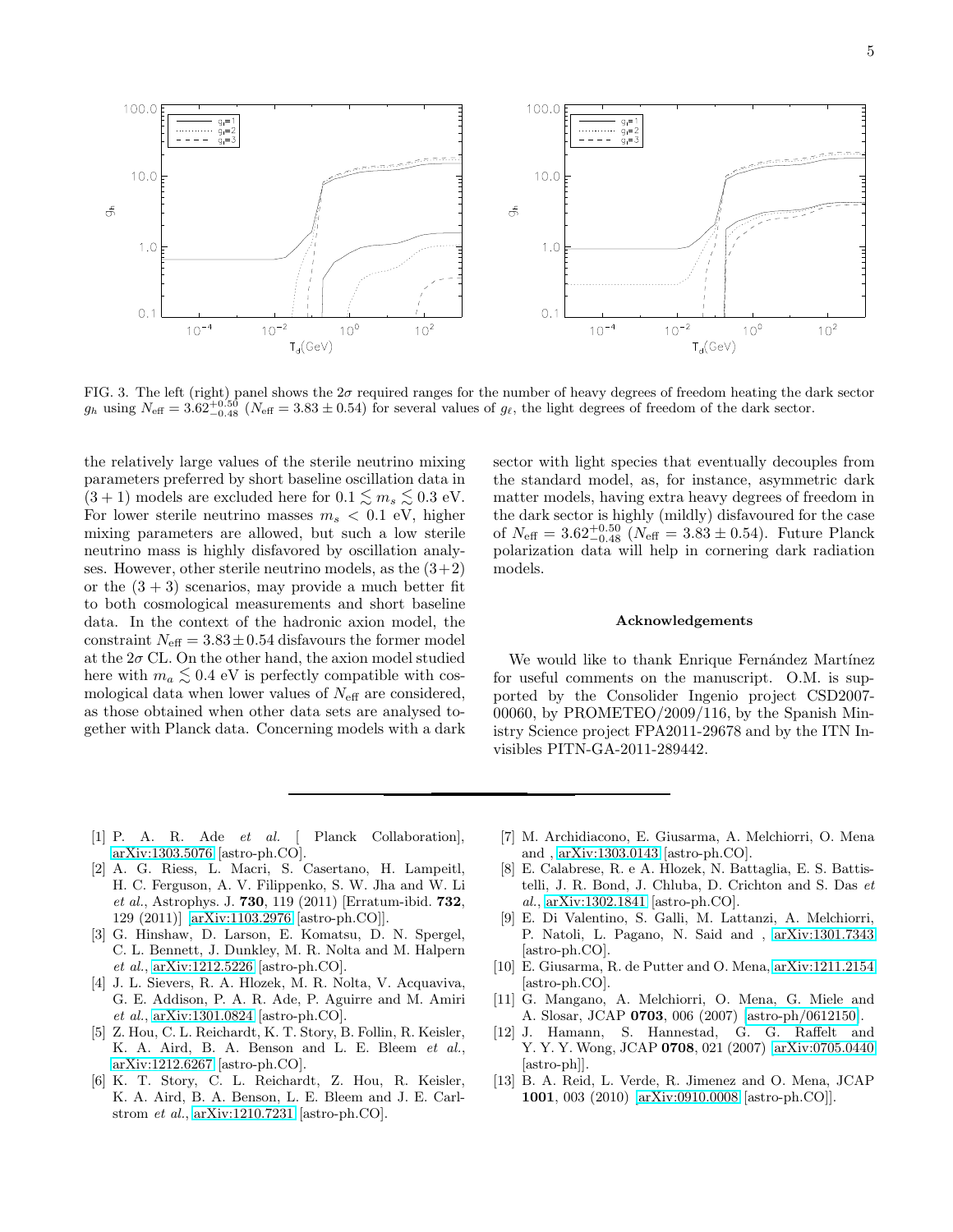FIG. 3. The left (right) panel shows the $2\sigma$ required ranges for the number of heavy degrees of freedom heating the dark sector $g_h$ using $N_{\rm eff} = 3.62^{+0.50}_{-0.48}$ ($N_{\rm eff} = 3.83 \pm 0.54$) for several values of $g_\ell$, the light degrees of freedom of the dark sector.

the relatively large values of the sterile neutrino mixing parameters preferred by short baseline oscillation data in $(3+1)$ models are excluded here for $0.1 \lesssim m_s \lesssim 0.3$ eV. For lower sterile neutrino masses $m_s < 0.1$ eV, higher mixing parameters are allowed, but such a low sterile neutrino mass is highly disfavored by oscillation analyses. However, other sterile neutrino models, as the $(3+2)$ or the $(3+3)$ scenarios, may provide a much better fit to both cosmological measurements and short baseline data. In the context of the hadronic axion model, the constraint $N_{\rm eff} = 3.83 \pm 0.54$ disfavours the former model at the $2\sigma$ CL. On the other hand, the axion model studied here with $m_a \lesssim 0.4$ eV is perfectly compatible with cosmological data when lower values of $N_{\rm eff}$ are considered, as those obtained when other data sets are analysed together with Planck data. Concerning models with a dark sector with light species that eventually decouples from the standard model, as, for instance, asymmetric dark matter models, having extra heavy degrees of freedom in the dark sector is highly (mildly) disfavoured for the case of $N_{\rm eff} = 3.62^{+0.50}_{-0.48}$ ($N_{\rm eff} = 3.83 \pm 0.54$). Future Planck polarization data will help in cornering dark radiation models.

### Acknowledgements

We would like to thank Enrique Fernández Martínez for useful comments on the manuscript. O.M. is supported by the Consolider Ingenio project CSD2007-00060, by PROMETEO/2009/116, by the Spanish Ministry Science project FPA2011-29678 and by the ITN Invisibles PITN-GA-2011-289442.

---

[1] P. A. R. Ade *et al.* [ Planck Collaboration], arXiv:1303.5076 [astro-ph.CO].

[2] A. G. Riess, L. Macri, S. Casertano, H. Lampeitl, H. C. Ferguson, A. V. Filippenko, S. W. Jha and W. Li *et al.*, Astrophys. J. **730**, 119 (2011) [Erratum-ibid. **732**, 129 (2011)] [arXiv:1103.2976 [astro-ph.CO]].

[3] G. Hinshaw, D. Larson, E. Komatsu, D. N. Spergel, C. L. Bennett, J. Dunkley, M. R. Nolta and M. Halpern *et al.*, arXiv:1212.5226 [astro-ph.CO].

[4] J. L. Sievers, R. A. Hlozek, M. R. Nolta, V. Acquaviva, G. E. Addison, P. A. R. Ade, P. Aguirre and M. Amiri *et al.*, arXiv:1301.0824 [astro-ph.CO].

[5] Z. Hou, C. L. Reichardt, K. T. Story, B. Follin, R. Keisler, K. A. Aird, B. A. Benson and L. E. Bleem *et al.*, arXiv:1212.6267 [astro-ph.CO].

[6] K. T. Story, C. L. Reichardt, Z. Hou, R. Keisler, K. A. Aird, B. A. Benson, L. E. Bleem and J. E. Carlstrom *et al.*, arXiv:1210.7231 [astro-ph.CO].

[7] M. Archidiacono, E. Giusarma, A. Melchiorri, O. Mena and , arXiv:1303.0143 [astro-ph.CO].

[8] E. Calabrese, R. e A. Hlozek, N. Battaglia, E. S. Battistelli, J. R. Bond, J. Chluba, D. Crichton and S. Das *et al.*, arXiv:1302.1841 [astro-ph.CO].

[9] E. Di Valentino, S. Galli, M. Lattanzi, A. Melchiorri, P. Natoli, L. Pagano, N. Said and , arXiv:1301.7343 [astro-ph.CO].

[10] E. Giusarma, R. de Putter and O. Mena, arXiv:1211.2154 [astro-ph.CO].

[11] G. Mangano, A. Melchiorri, O. Mena, G. Miele and A. Slosar, JCAP **0703**, 006 (2007) [astro-ph/0612150].

[12] J. Hamann, S. Hannestad, G. G. Raffelt and Y. Y. Y. Wong, JCAP **0708**, 021 (2007) [arXiv:0705.0440 [astro-ph]].

[13] B. A. Reid, L. Verde, R. Jimenez and O. Mena, JCAP **1001**, 003 (2010) [arXiv:0910.0008 [astro-ph.CO]].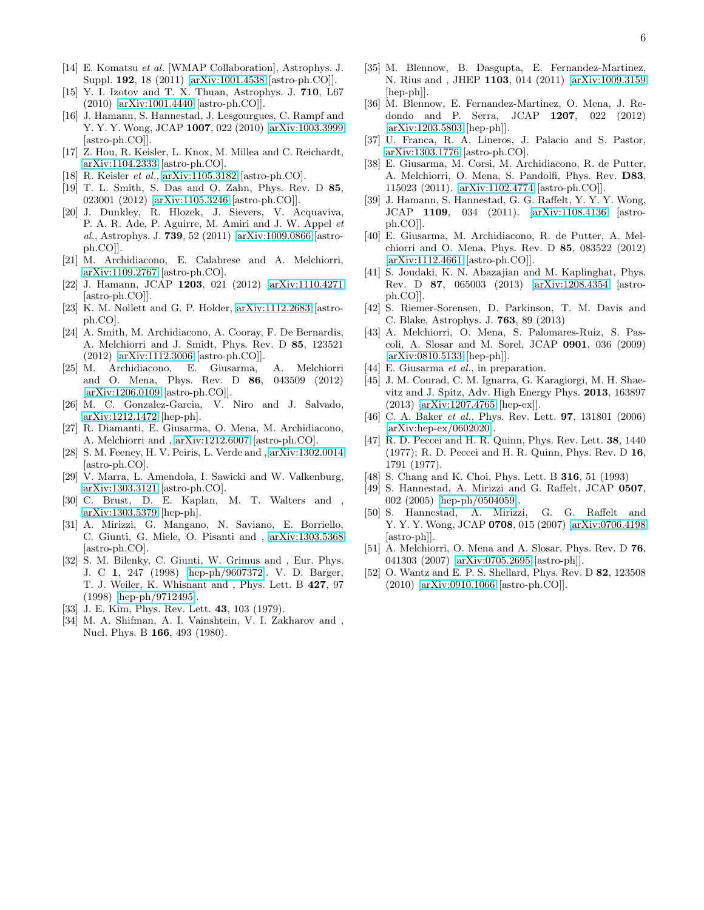[14] E. Komatsu *et al.* [WMAP Collaboration], Astrophys. J. Suppl. **192**, 18 (2011) [arXiv:1001.4538 [astro-ph.CO]].

[15] Y. I. Izotov and T. X. Thuan, Astrophys. J. **710**, L67 (2010) [arXiv:1001.4440 [astro-ph.CO]].

[16] J. Hamann, S. Hannestad, J. Lesgourgues, C. Rampf and Y. Y. Y. Wong, JCAP **1007**, 022 (2010) [arXiv:1003.3999 [astro-ph.CO]].

[17] Z. Hou, R. Keisler, L. Knox, M. Millea and C. Reichardt, arXiv:1104.2333 [astro-ph.CO].

[18] R. Keisler *et al.*, arXiv:1105.3182 [astro-ph.CO].

[19] T. L. Smith, S. Das and O. Zahn, Phys. Rev. D **85**, 023001 (2012) [arXiv:1105.3246 [astro-ph.CO]].

[20] J. Dunkley, R. Hlozek, J. Sievers, V. Acquaviva, P. A. R. Ade, P. Aguirre, M. Amiri and J. W. Appel *et al.*, Astrophys. J. **739**, 52 (2011) [arXiv:1009.0866 [astro-ph.CO]].

[21] M. Archidiacono, E. Calabrese and A. Melchiorri, arXiv:1109.2767 [astro-ph.CO].

[22] J. Hamann, JCAP **1203**, 021 (2012) [arXiv:1110.4271 [astro-ph.CO]].

[23] K. M. Nollett and G. P. Holder, arXiv:1112.2683 [astro-ph.CO].

[24] A. Smith, M. Archidiacono, A. Cooray, F. De Bernardis, A. Melchiorri and J. Smidt, Phys. Rev. D **85**, 123521 (2012) [arXiv:1112.3006 [astro-ph.CO]].

[25] M. Archidiacono, E. Giusarma, A. Melchiorri and O. Mena, Phys. Rev. D **86**, 043509 (2012) [arXiv:1206.0109 [astro-ph.CO]].

[26] M. C. Gonzalez-Garcia, V. Niro and J. Salvado, arXiv:1212.1472 [hep-ph].

[27] R. Diamanti, E. Giusarma, O. Mena, M. Archidiacono, A. Melchiorri and , arXiv:1212.6007 [astro-ph.CO].

[28] S. M. Feeney, H. V. Peiris, L. Verde and , arXiv:1302.0014 [astro-ph.CO].

[29] V. Marra, L. Amendola, I. Sawicki and W. Valkenburg, arXiv:1303.3121 [astro-ph.CO].

[30] C. Brust, D. E. Kaplan, M. T. Walters and , arXiv:1303.5379 [hep-ph].

[31] A. Mirizzi, G. Mangano, N. Saviano, E. Borriello, C. Giunti, G. Miele, O. Pisanti and , arXiv:1303.5368 [astro-ph.CO].

[32] S. M. Bilenky, C. Giunti, W. Grimus and , Eur. Phys. J. C **1**, 247 (1998) [hep-ph/9607372]. V. D. Barger, T. J. Weiler, K. Whisnant and , Phys. Lett. B **427**, 97 (1998) [hep-ph/9712495].

[33] J. E. Kim, Phys. Rev. Lett. **43**, 103 (1979).

[34] M. A. Shifman, A. I. Vainshtein, V. I. Zakharov and , Nucl. Phys. B **166**, 493 (1980).

[35] M. Blennow, B. Dasgupta, E. Fernandez-Martinez, N. Rius and , JHEP **1103**, 014 (2011) [arXiv:1009.3159 [hep-ph]].

[36] M. Blennow, E. Fernandez-Martinez, O. Mena, J. Redondo and P. Serra, JCAP **1207**, 022 (2012) [arXiv:1203.5803 [hep-ph]].

[37] U. Franca, R. A. Lineros, J. Palacio and S. Pastor, arXiv:1303.1776 [astro-ph.CO].

[38] E. Giusarma, M. Corsi, M. Archidiacono, R. de Putter, A. Melchiorri, O. Mena, S. Pandolfi, Phys. Rev. **D83**, 115023 (2011). [arXiv:1102.4774 [astro-ph.CO]].

[39] J. Hamann, S. Hannestad, G. G. Raffelt, Y. Y. Y. Wong, JCAP **1109**, 034 (2011). [arXiv:1108.4136 [astro-ph.CO]].

[40] E. Giusarma, M. Archidiacono, R. de Putter, A. Melchiorri and O. Mena, Phys. Rev. D **85**, 083522 (2012) [arXiv:1112.4661 [astro-ph.CO]].

[41] S. Joudaki, K. N. Abazajian and M. Kaplinghat, Phys. Rev. D **87**, 065003 (2013) [arXiv:1208.4354 [astro-ph.CO]].

[42] S. Riemer-Sorensen, D. Parkinson, T. M. Davis and C. Blake, Astrophys. J. **763**, 89 (2013)

[43] A. Melchiorri, O. Mena, S. Palomares-Ruiz, S. Pascoli, A. Slosar and M. Sorel, JCAP **0901**, 036 (2009) [arXiv:0810.5133 [hep-ph]].

[44] E. Giusarma *et al.*, in preparation.

[45] J. M. Conrad, C. M. Ignarra, G. Karagiorgi, M. H. Shaevitz and J. Spitz, Adv. High Energy Phys. **2013**, 163897 (2013) [arXiv:1207.4765 [hep-ex]].

[46] C. A. Baker *et al.*, Phys. Rev. Lett. **97**, 131801 (2006) [arXiv:hep-ex/0602020].

[47] R. D. Peccei and H. R. Quinn, Phys. Rev. Lett. **38**, 1440 (1977); R. D. Peccei and H. R. Quinn, Phys. Rev. D **16**, 1791 (1977).

[48] S. Chang and K. Choi, Phys. Lett. B **316**, 51 (1993)

[49] S. Hannestad, A. Mirizzi and G. Raffelt, JCAP **0507**, 002 (2005) [hep-ph/0504059].

[50] S. Hannestad, A. Mirizzi, G. G. Raffelt and Y. Y. Y. Wong, JCAP **0708**, 015 (2007) [arXiv:0706.4198 [astro-ph]].

[51] A. Melchiorri, O. Mena and A. Slosar, Phys. Rev. D **76**, 041303 (2007) [arXiv:0705.2695 [astro-ph]].

[52] O. Wantz and E. P. S. Shellard, Phys. Rev. D **82**, 123508 (2010) [arXiv:0910.1066 [astro-ph.CO]].